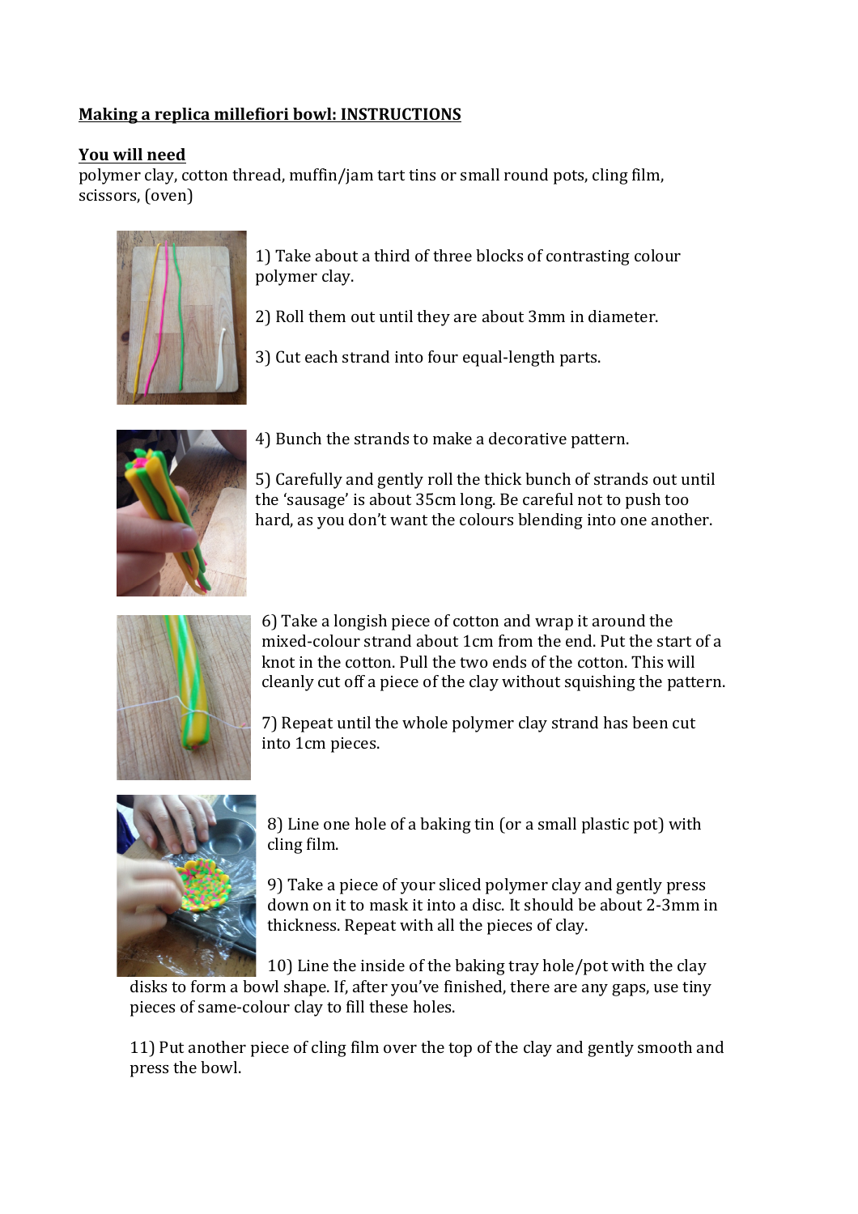**Making a replica millefiori bowl: INSTRUCTIONS**

**You will need**

polymer clay, cotton thread, muffin/jam tart tins or small round pots, cling film, scissors, (oven)

1) Take about a third of three blocks of contrasting colour polymer clay.

2) Roll them out until they are about 3mm in diameter.

3) Cut each strand into four equal-length parts.

4) Bunch the strands to make a decorative pattern.

5) Carefully and gently roll the thick bunch of strands out until the 'sausage' is about 35cm long. Be careful not to push too hard, as you don't want the colours blending into one another.

6) Take a longish piece of cotton and wrap it around the mixed-colour strand about 1cm from the end. Put the start of a knot in the cotton. Pull the two ends of the cotton. This will cleanly cut off a piece of the clay without squishing the pattern.

7) Repeat until the whole polymer clay strand has been cut into 1cm pieces.

8) Line one hole of a baking tin (or a small plastic pot) with cling film.

9) Take a piece of your sliced polymer clay and gently press down on it to mask it into a disc. It should be about 2-3mm in thickness. Repeat with all the pieces of clay.

10) Line the inside of the baking tray hole/pot with the clay disks to form a bowl shape. If, after you've finished, there are any gaps, use tiny pieces of same-colour clay to fill these holes.

11) Put another piece of cling film over the top of the clay and gently smooth and press the bowl.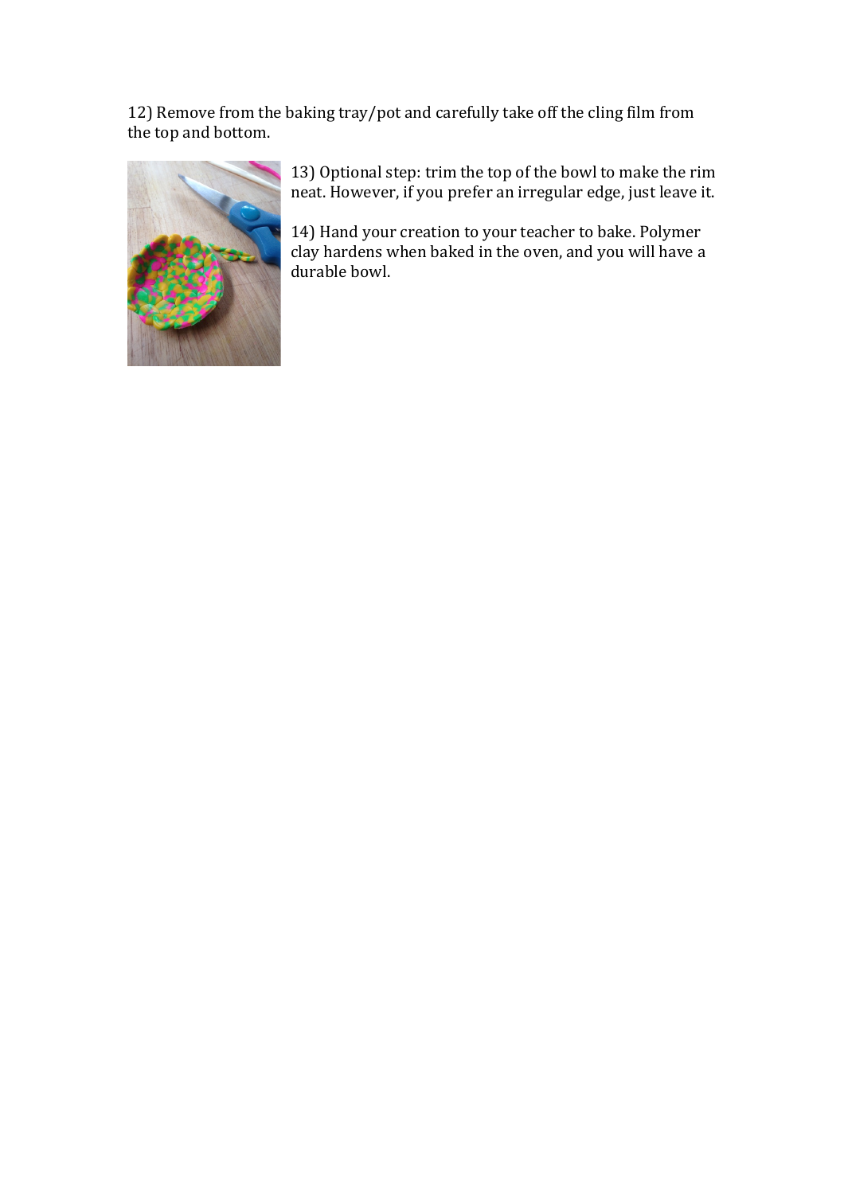12) Remove from the baking tray/pot and carefully take off the cling film from the top and bottom.

13) Optional step: trim the top of the bowl to make the rim neat. However, if you prefer an irregular edge, just leave it.

14) Hand your creation to your teacher to bake. Polymer clay hardens when baked in the oven, and you will have a durable bowl.